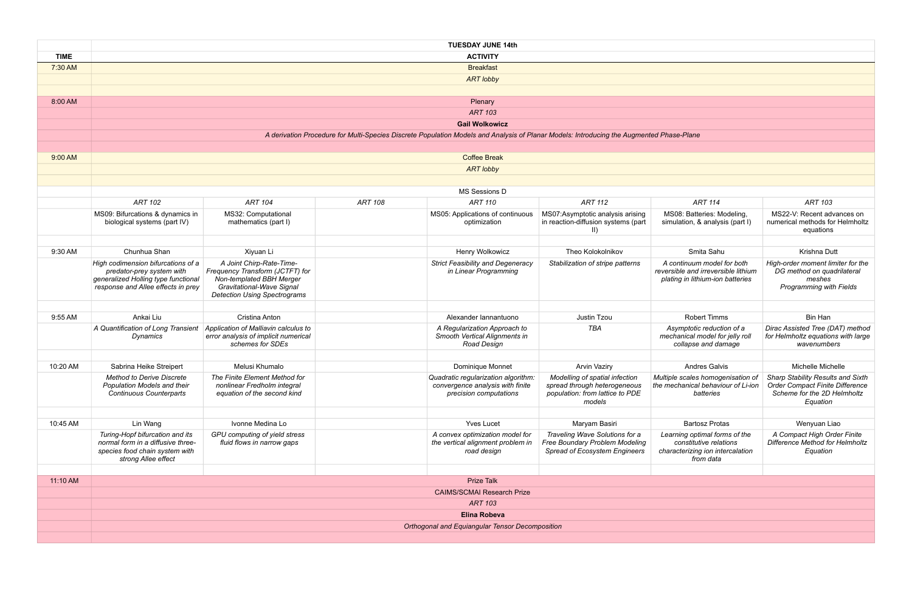| | TUESDAY JUNE 14th | | | | | | |
|---|---|---|---|---|---|---|---|
| **TIME** | **ACTIVITY** | | | | | | |
| 7:30 AM | Breakfast | | | | | | |
| | *ART lobby* | | | | | | |
| 8:00 AM | Plenary | | | | | | |
| | *ART 103* | | | | | | |
| | **Gail Wolkowicz** | | | | | | |
| | *A derivation Procedure for Multi-Species Discrete Population Models and Analysis of Planar Models: Introducing the Augmented Phase-Plane* | | | | | | |
| 9:00 AM | Coffee Break | | | | | | |
| | *ART lobby* | | | | | | |
| | MS Sessions D | | | | | | |
| | *ART 102* | *ART 104* | *ART 108* | *ART 110* | *ART 112* | *ART 114* | *ART 103* |
| | MS09: Bifurcations & dynamics in biological systems (part IV) | MS32: Computational mathematics (part I) | | MS05: Applications of continuous optimization | MS07:Asymptotic analysis arising in reaction-diffusion systems (part II) | MS08: Batteries: Modeling, simulation, & analysis (part I) | MS22-V: Recent advances on numerical methods for Helmholtz equations |
| 9:30 AM | Chunhua Shan | Xiyuan Li | | Henry Wolkowicz | Theo Kolokolnikov | Smita Sahu | Krishna Dutt |
| | *High codimension bifurcations of a predator-prey system with generalized Holling type functional response and Allee effects in prey* | *A Joint Chirp-Rate-Time-Frequency Transform (JCTFT) for Non-templated BBH Merger Gravitational-Wave Signal Detection Using Spectrograms* | | *Strict Feasibility and Degeneracy in Linear Programming* | *Stabilization of stripe patterns* | *A continuum model for both reversible and irreversible lithium plating in lithium-ion batteries* | *High-order moment limiter for the DG method on quadrilateral meshes Programming with Fields* |
| 9:55 AM | Ankai Liu | Cristina Anton | | Alexander Iannantuono | Justin Tzou | Robert Timms | Bin Han |
| | *A Quantification of Long Transient Dynamics* | *Application of Malliavin calculus to error analysis of implicit numerical schemes for SDEs* | | *A Regularization Approach to Smooth Vertical Alignments in Road Design* | *TBA* | *Asymptotic reduction of a mechanical model for jelly roll collapse and damage* | *Dirac Assisted Tree (DAT) method for Helmholtz equations with large wavenumbers* |
| 10:20 AM | Sabrina Heike Streipert | Melusi Khumalo | | Dominique Monnet | Arvin Vaziry | Andres Galvis | Michelle Michelle |
| | *Method to Derive Discrete Population Models and their Continuous Counterparts* | *The Finite Element Method for nonlinear Fredholm integral equation of the second kind* | | *Quadratic regularization algorithm: convergence analysis with finite precision computations* | *Modelling of spatial infection spread through heterogeneous population: from lattice to PDE models* | *Multiple scales homogenisation of the mechanical behaviour of Li-ion batteries* | *Sharp Stability Results and Sixth Order Compact Finite Difference Scheme for the 2D Helmholtz Equation* |
| 10:45 AM | Lin Wang | Ivonne Medina Lo | | Yves Lucet | Maryam Basiri | Bartosz Protas | Wenyuan Liao |
| | *Turing-Hopf bifurcation and its normal form in a diffusive three-species food chain system with strong Allee effect* | *GPU computing of yield stress fluid flows in narrow gaps* | | *A convex optimization model for the vertical alignment problem in road design* | *Traveling Wave Solutions for a Free Boundary Problem Modeling Spread of Ecosystem Engineers* | *Learning optimal forms of the constitutive relations characterizing ion intercalation from data* | *A Compact High Order Finite Difference Method for Helmholtz Equation* |
| 11:10 AM | Prize Talk | | | | | | |
| | CAIMS/SCMAI Research Prize | | | | | | |
| | *ART 103* | | | | | | |
| | **Elina Robeva** | | | | | | |
| | *Orthogonal and Equiangular Tensor Decomposition* | | | | | | |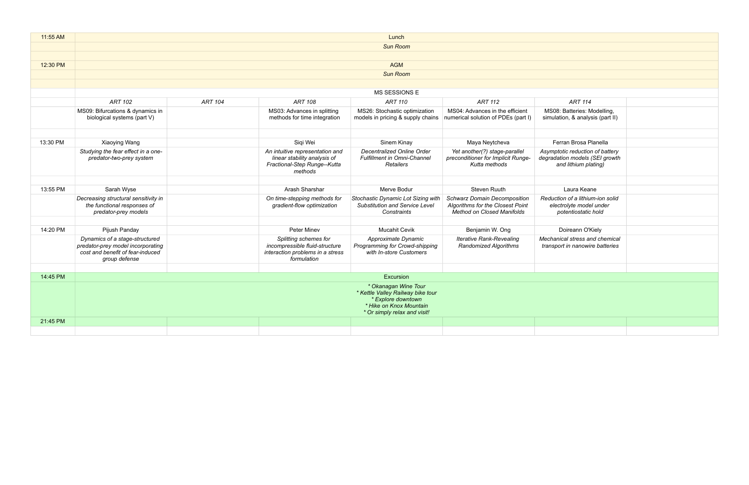| | | | | | | | |
|---|---|---|---|---|---|---|---|
| 11:55 AM | Lunch | | | | | | |
| | *Sun Room* | | | | | | |
| 12:30 PM | AGM | | | | | | |
| | *Sun Room* | | | | | | |
| | MS SESSIONS E | | | | | | |
| | *ART 102* | *ART 104* | *ART 108* | *ART 110* | *ART 112* | *ART 114* | |
| | MS09: Bifurcations & dynamics in biological systems (part V) | | MS03: Advances in splitting methods for time integration | MS26: Stochastic optimization models in pricing & supply chains | MS04: Advances in the efficient numerical solution of PDEs (part I) | MS08: Batteries: Modelling, simulation, & analysis (part II) | |
| 13:30 PM | Xiaoying Wang | | Siqi Wei | Sinem Kinay | Maya Neytcheva | Ferran Brosa Planella | |
| | *Studying the fear effect in a one-predator-two-prey system* | | *An intuitive representation and linear stability analysis of Fractional-Step Runge--Kutta methods* | *Decentralized Online Order Fulfillment in Omni-Channel Retailers* | *Yet another(?) stage-parallel preconditioner for Implicit Runge-Kutta methods* | *Asymptotic reduction of battery degradation models (SEI growth and lithium plating)* | |
| 13:55 PM | Sarah Wyse | | Arash Sharshar | Merve Bodur | Steven Ruuth | Laura Keane | |
| | *Decreasing structural sensitivity in the functional responses of predator-prey models* | | *On time-stepping methods for gradient-flow optimization* | *Stochastic Dynamic Lot Sizing with Substitution and Service Level Constraints* | *Schwarz Domain Decomposition Algorithms for the Closest Point Method on Closed Manifolds* | *Reduction of a lithium-ion solid electrolyte model under potentiostatic hold* | |
| 14:20 PM | Pijush Panday | | Peter Minev | Mucahit Cevik | Benjamin W. Ong | Doireann O'Kiely | |
| | *Dynamics of a stage-structured predator-prey model incorporating cost and benefit of fear-induced group defense* | | *Splitting schemes for incompressible fluid-structure interaction problems in a stress formulation* | *Approximate Dynamic Programming for Crowd-shipping with In-store Customers* | *Iterative Rank-Revealing Randomized Algorithms* | *Mechanical stress and chemical transport in nanowire batteries* | |
| 14:45 PM | Excursion | | | | | | |
| | *\* Okanagan Wine Tour*<br>*\* Kettle Valley Railway bike tour*<br>*\* Explore downtown*<br>*\* Hike on Knox Mountain*<br>*\* Or simply relax and visit!* | | | | | | |
| 21:45 PM | | | | | | | |